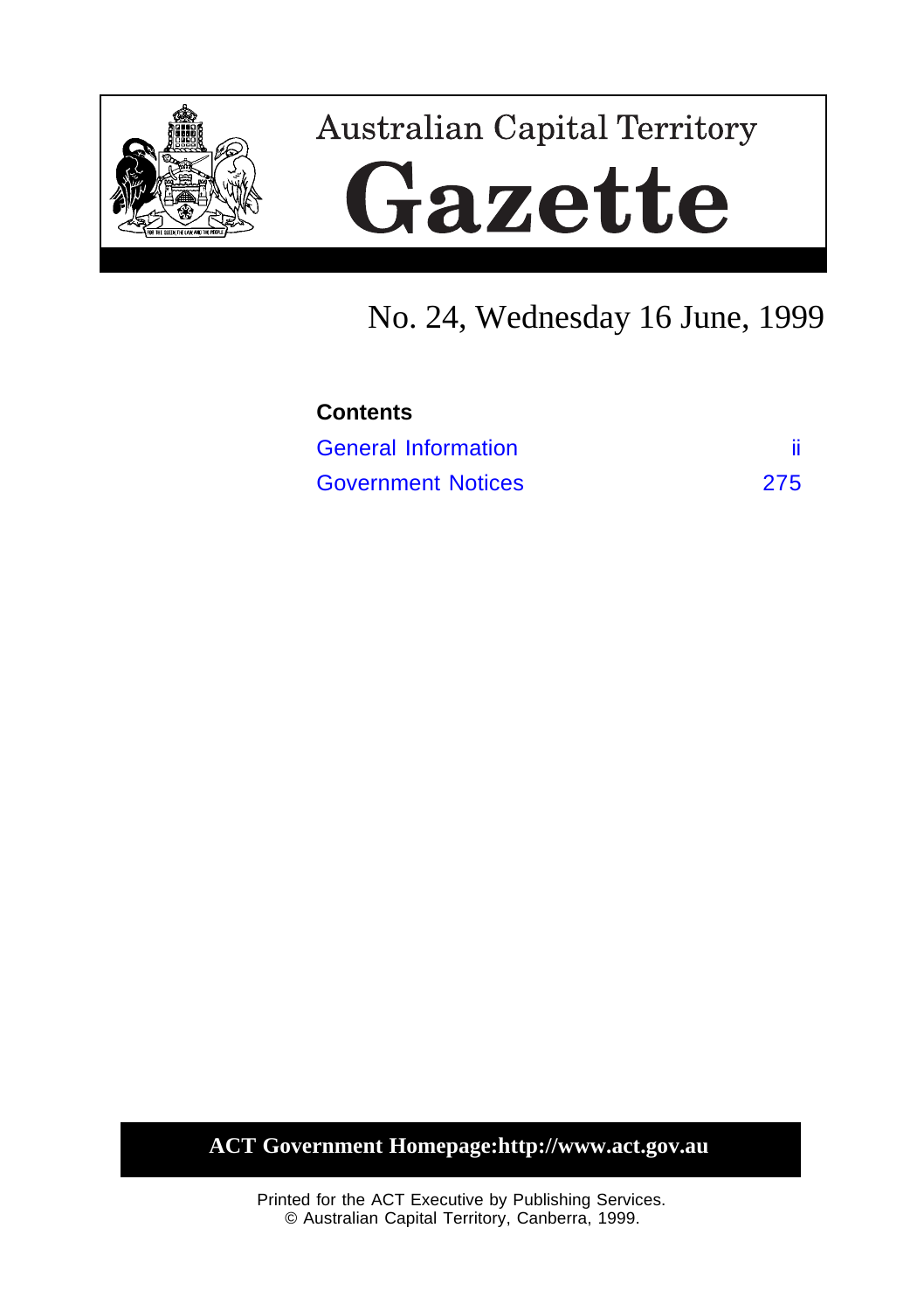Australian Capital Territory

# Gazette

## No. 24, Wednesday 16 June, 1999

**Contents**

| | |
|---|---|
| General Information | ii |
| Government Notices | 275 |

**ACT Government Homepage:http://www.act.gov.au**

Printed for the ACT Executive by Publishing Services.
© Australian Capital Territory, Canberra, 1999.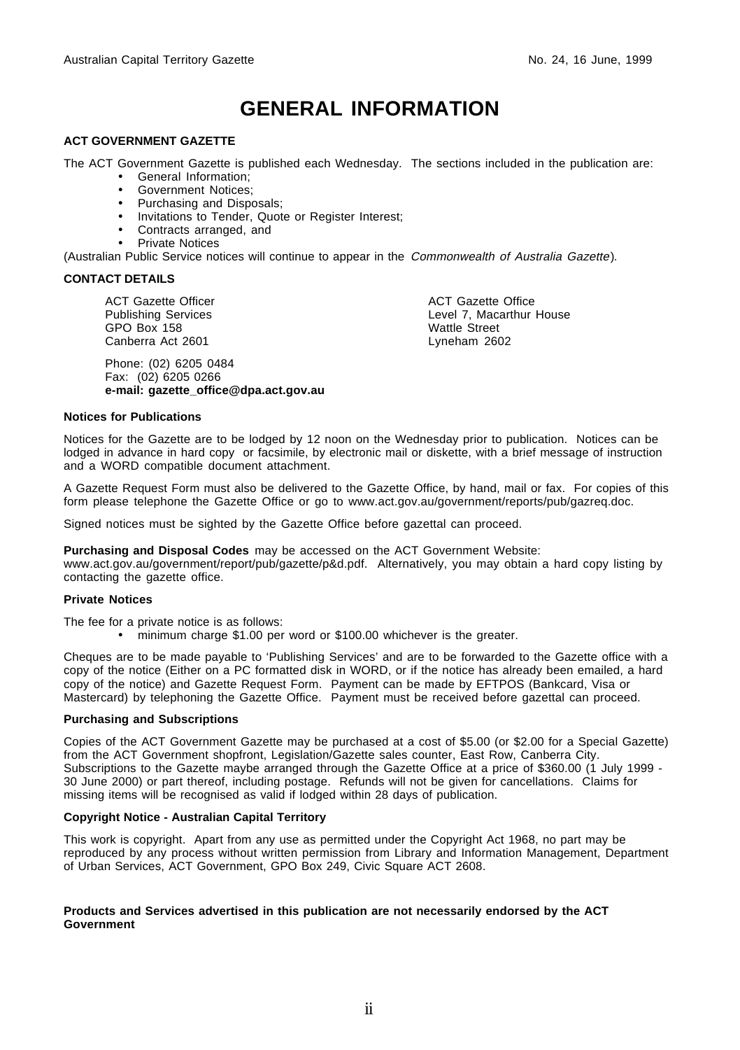# GENERAL INFORMATION

## ACT GOVERNMENT GAZETTE

The ACT Government Gazette is published each Wednesday. The sections included in the publication are:

- General Information;
- Government Notices;
- Purchasing and Disposals;
- Invitations to Tender, Quote or Register Interest;
- Contracts arranged, and
- Private Notices

(Australian Public Service notices will continue to appear in the *Commonwealth of Australia Gazette*).

## CONTACT DETAILS

ACT Gazette Officer
Publishing Services
GPO Box 158
Canberra Act 2601

ACT Gazette Office
Level 7, Macarthur House
Wattle Street
Lyneham 2602

Phone: (02) 6205 0484
Fax: (02) 6205 0266
**e-mail: gazette_office@dpa.act.gov.au**

### Notices for Publications

Notices for the Gazette are to be lodged by 12 noon on the Wednesday prior to publication. Notices can be lodged in advance in hard copy or facsimile, by electronic mail or diskette, with a brief message of instruction and a WORD compatible document attachment.

A Gazette Request Form must also be delivered to the Gazette Office, by hand, mail or fax. For copies of this form please telephone the Gazette Office or go to www.act.gov.au/government/reports/pub/gazreq.doc.

Signed notices must be sighted by the Gazette Office before gazettal can proceed.

**Purchasing and Disposal Codes** may be accessed on the ACT Government Website: www.act.gov.au/government/report/pub/gazette/p&d.pdf. Alternatively, you may obtain a hard copy listing by contacting the gazette office.

### Private Notices

The fee for a private notice is as follows:

- minimum charge $1.00 per word or $100.00 whichever is the greater.

Cheques are to be made payable to 'Publishing Services' and are to be forwarded to the Gazette office with a copy of the notice (Either on a PC formatted disk in WORD, or if the notice has already been emailed, a hard copy of the notice) and Gazette Request Form. Payment can be made by EFTPOS (Bankcard, Visa or Mastercard) by telephoning the Gazette Office. Payment must be received before gazettal can proceed.

### Purchasing and Subscriptions

Copies of the ACT Government Gazette may be purchased at a cost of $5.00 (or $2.00 for a Special Gazette) from the ACT Government shopfront, Legislation/Gazette sales counter, East Row, Canberra City. Subscriptions to the Gazette maybe arranged through the Gazette Office at a price of $360.00 (1 July 1999 - 30 June 2000) or part thereof, including postage. Refunds will not be given for cancellations. Claims for missing items will be recognised as valid if lodged within 28 days of publication.

### Copyright Notice - Australian Capital Territory

This work is copyright. Apart from any use as permitted under the Copyright Act 1968, no part may be reproduced by any process without written permission from Library and Information Management, Department of Urban Services, ACT Government, GPO Box 249, Civic Square ACT 2608.

**Products and Services advertised in this publication are not necessarily endorsed by the ACT Government**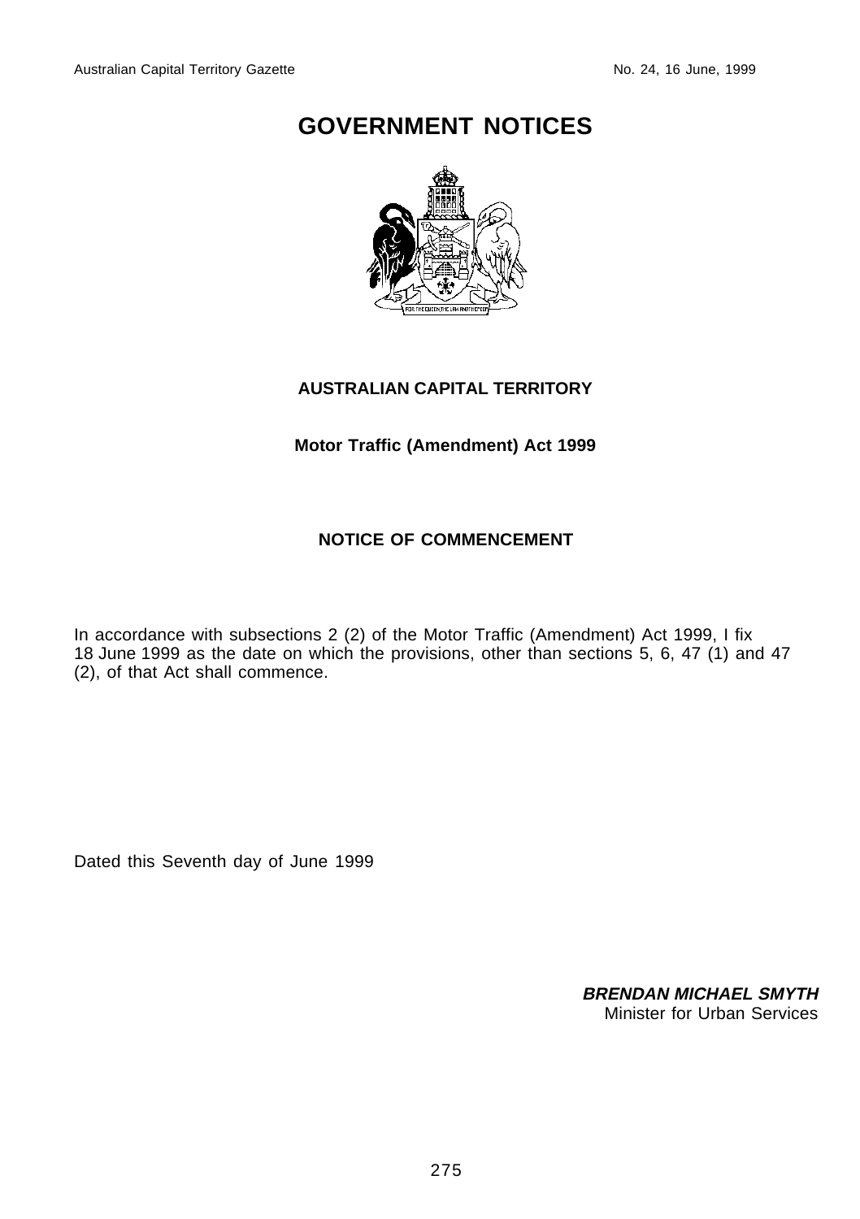# GOVERNMENT NOTICES

**AUSTRALIAN CAPITAL TERRITORY**

**Motor Traffic (Amendment) Act 1999**

**NOTICE OF COMMENCEMENT**

In accordance with subsections 2 (2) of the Motor Traffic (Amendment) Act 1999, I fix 18 June 1999 as the date on which the provisions, other than sections 5, 6, 47 (1) and 47 (2), of that Act shall commence.

Dated this Seventh day of June 1999

***BRENDAN MICHAEL SMYTH***
Minister for Urban Services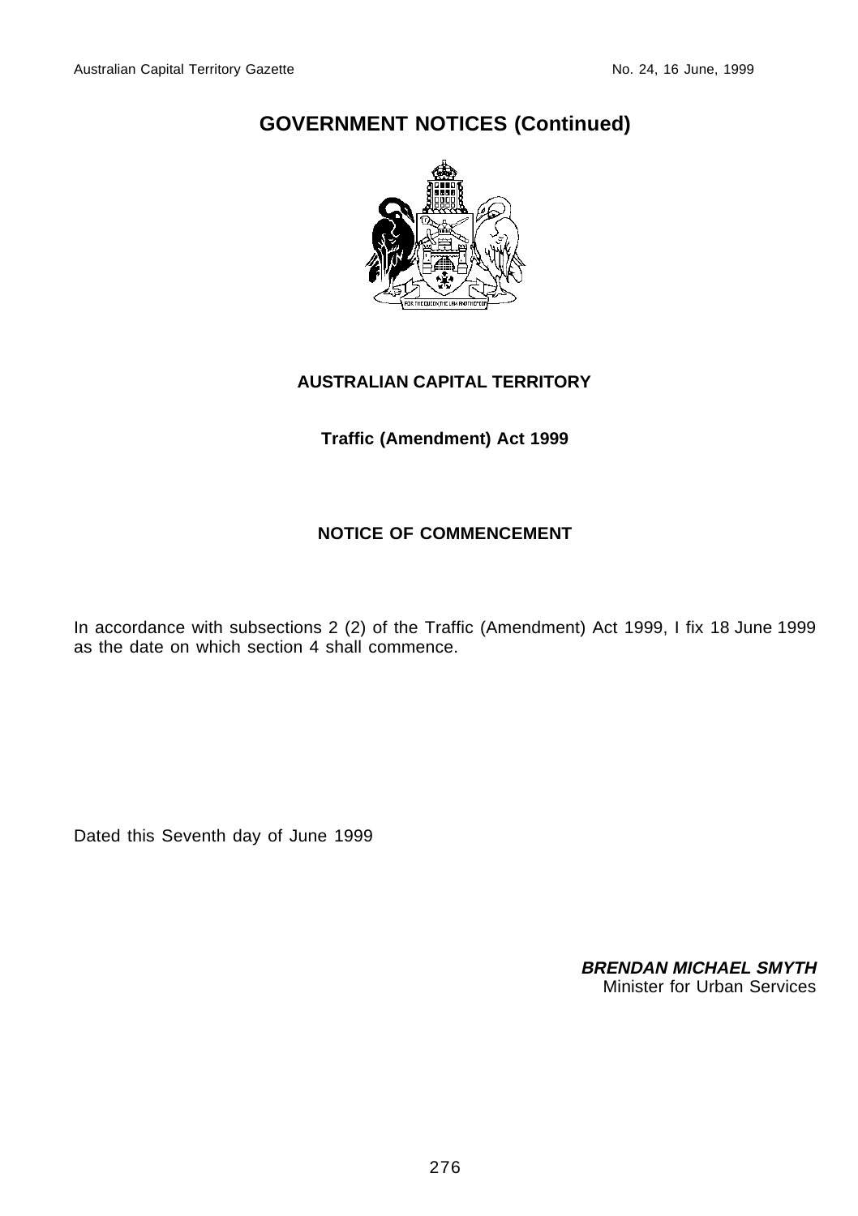# GOVERNMENT NOTICES (Continued)

**AUSTRALIAN CAPITAL TERRITORY**

**Traffic (Amendment) Act 1999**

**NOTICE OF COMMENCEMENT**

In accordance with subsections 2 (2) of the Traffic (Amendment) Act 1999, I fix 18 June 1999 as the date on which section 4 shall commence.

Dated this Seventh day of June 1999

***BRENDAN MICHAEL SMYTH***
Minister for Urban Services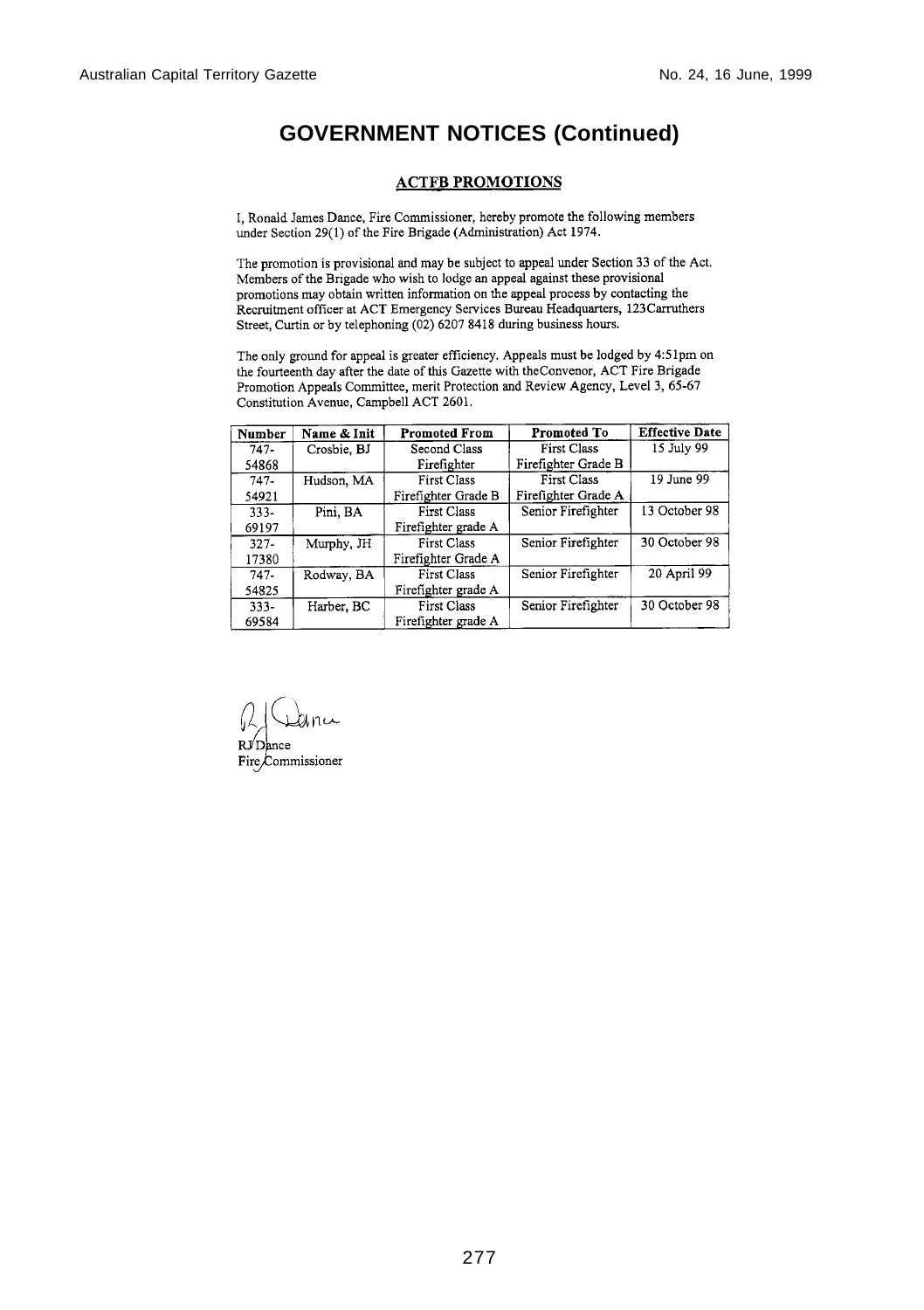# GOVERNMENT NOTICES (Continued)

## ACTFB PROMOTIONS

I, Ronald James Dance, Fire Commissioner, hereby promote the following members under Section 29(1) of the Fire Brigade (Administration) Act 1974.

The promotion is provisional and may be subject to appeal under Section 33 of the Act. Members of the Brigade who wish to lodge an appeal against these provisional promotions may obtain written information on the appeal process by contacting the Recruitment officer at ACT Emergency Services Bureau Headquarters, 123Carruthers Street, Curtin or by telephoning (02) 6207 8418 during business hours.

The only ground for appeal is greater efficiency. Appeals must be lodged by 4:51pm on the fourteenth day after the date of this Gazette with theConvenor, ACT Fire Brigade Promotion Appeals Committee, merit Protection and Review Agency, Level 3, 65-67 Constitution Avenue, Campbell ACT 2601.

| Number | Name & Init | Promoted From | Promoted To | Effective Date |
|---|---|---|---|---|
| 747-54868 | Crosbie, BJ | Second Class Firefighter | First Class Firefighter Grade B | 15 July 99 |
| 747-54921 | Hudson, MA | First Class Firefighter Grade B | First Class Firefighter Grade A | 19 June 99 |
| 333-69197 | Pini, BA | First Class Firefighter grade A | Senior Firefighter | 13 October 98 |
| 327-17380 | Murphy, JH | First Class Firefighter Grade A | Senior Firefighter | 30 October 98 |
| 747-54825 | Rodway, BA | First Class Firefighter grade A | Senior Firefighter | 20 April 99 |
| 333-69584 | Harber, BC | First Class Firefighter grade A | Senior Firefighter | 30 October 98 |

RJ Dance
Fire Commissioner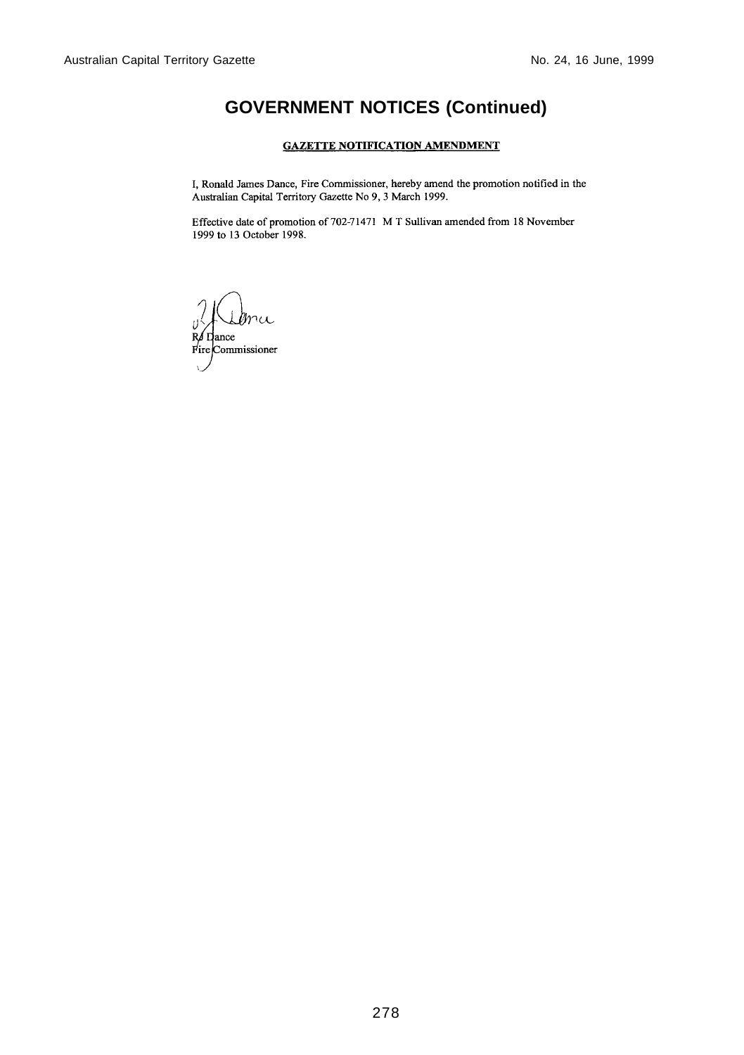# GOVERNMENT NOTICES (Continued)

## GAZETTE NOTIFICATION AMENDMENT

I, Ronald James Dance, Fire Commissioner, hereby amend the promotion notified in the Australian Capital Territory Gazette No 9, 3 March 1999.

Effective date of promotion of 702-71471 M T Sullivan amended from 18 November 1999 to 13 October 1998.

RJ Dance
Fire Commissioner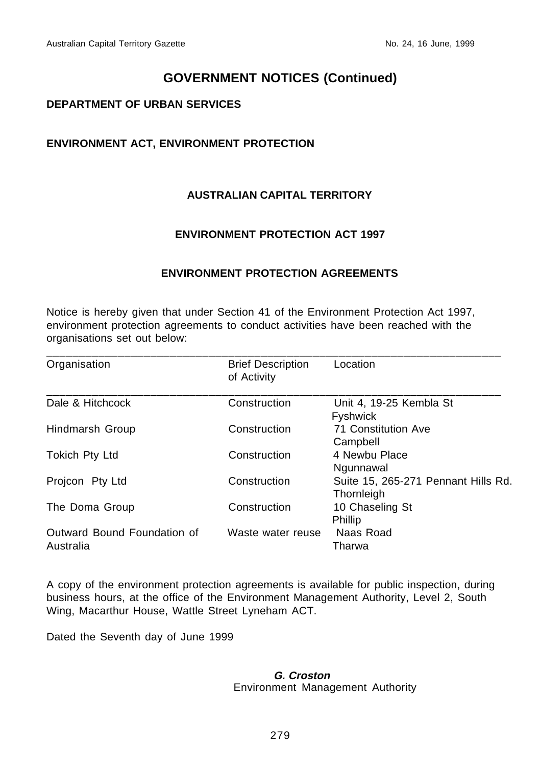# GOVERNMENT NOTICES (Continued)

**DEPARTMENT OF URBAN SERVICES**

**ENVIRONMENT ACT, ENVIRONMENT PROTECTION**

**AUSTRALIAN CAPITAL TERRITORY**

**ENVIRONMENT PROTECTION ACT 1997**

**ENVIRONMENT PROTECTION AGREEMENTS**

Notice is hereby given that under Section 41 of the Environment Protection Act 1997, environment protection agreements to conduct activities have been reached with the organisations set out below:

| Organisation | Brief Description of Activity | Location |
| --- | --- | --- |
| Dale & Hitchcock | Construction | Unit 4, 19-25 Kembla St Fyshwick |
| Hindmarsh Group | Construction | 71 Constitution Ave Campbell |
| Tokich Pty Ltd | Construction | 4 Newbu Place Ngunnawal |
| Projcon Pty Ltd | Construction | Suite 15, 265-271 Pennant Hills Rd. Thornleigh |
| The Doma Group | Construction | 10 Chaseling St Phillip |
| Outward Bound Foundation of Australia | Waste water reuse | Naas Road Tharwa |

A copy of the environment protection agreements is available for public inspection, during business hours, at the office of the Environment Management Authority, Level 2, South Wing, Macarthur House, Wattle Street Lyneham ACT.

Dated the Seventh day of June 1999

***G. Croston***
Environment Management Authority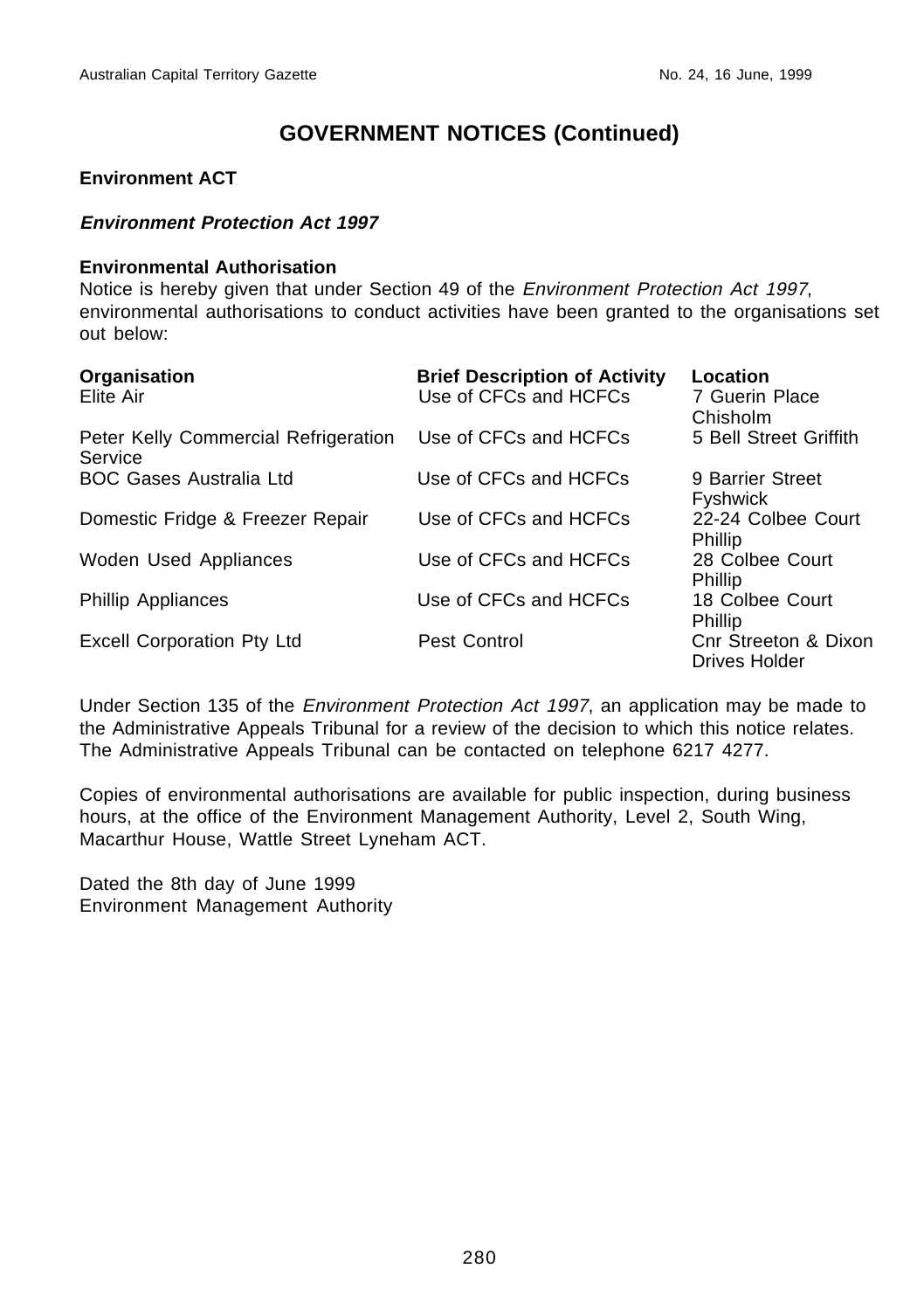# GOVERNMENT NOTICES (Continued)

**Environment ACT**

***Environment Protection Act 1997***

**Environmental Authorisation**

Notice is hereby given that under Section 49 of the *Environment Protection Act 1997*, environmental authorisations to conduct activities have been granted to the organisations set out below:

| Organisation | Brief Description of Activity | Location |
|---|---|---|
| Elite Air | Use of CFCs and HCFCs | 7 Guerin Place Chisholm |
| Peter Kelly Commercial Refrigeration Service | Use of CFCs and HCFCs | 5 Bell Street Griffith |
| BOC Gases Australia Ltd | Use of CFCs and HCFCs | 9 Barrier Street Fyshwick |
| Domestic Fridge & Freezer Repair | Use of CFCs and HCFCs | 22-24 Colbee Court Phillip |
| Woden Used Appliances | Use of CFCs and HCFCs | 28 Colbee Court Phillip |
| Phillip Appliances | Use of CFCs and HCFCs | 18 Colbee Court Phillip |
| Excell Corporation Pty Ltd | Pest Control | Cnr Streeton & Dixon Drives Holder |

Under Section 135 of the *Environment Protection Act 1997*, an application may be made to the Administrative Appeals Tribunal for a review of the decision to which this notice relates. The Administrative Appeals Tribunal can be contacted on telephone 6217 4277.

Copies of environmental authorisations are available for public inspection, during business hours, at the office of the Environment Management Authority, Level 2, South Wing, Macarthur House, Wattle Street Lyneham ACT.

Dated the 8th day of June 1999
Environment Management Authority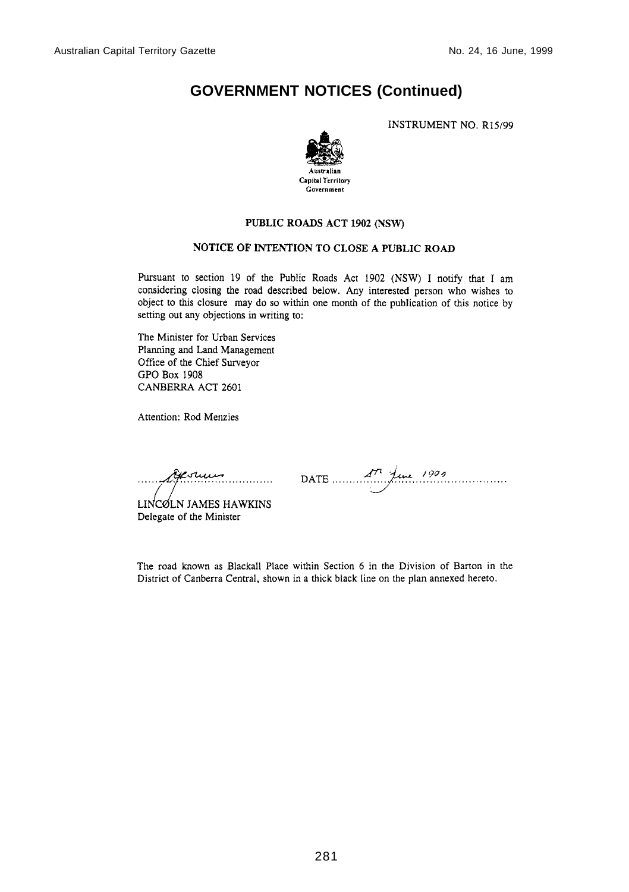# GOVERNMENT NOTICES (Continued)

INSTRUMENT NO. R15/99

Australian Capital Territory Government

**PUBLIC ROADS ACT 1902 (NSW)**

**NOTICE OF INTENTION TO CLOSE A PUBLIC ROAD**

Pursuant to section 19 of the Public Roads Act 1902 (NSW) I notify that I am considering closing the road described below. Any interested person who wishes to object to this closure may do so within one month of the publication of this notice by setting out any objections in writing to:

The Minister for Urban Services
Planning and Land Management
Office of the Chief Surveyor
GPO Box 1908
CANBERRA ACT 2601

Attention: Rod Menzies

LINCOLN JAMES HAWKINS
Delegate of the Minister

DATE 4th June 1999

The road known as Blackall Place within Section 6 in the Division of Barton in the District of Canberra Central, shown in a thick black line on the plan annexed hereto.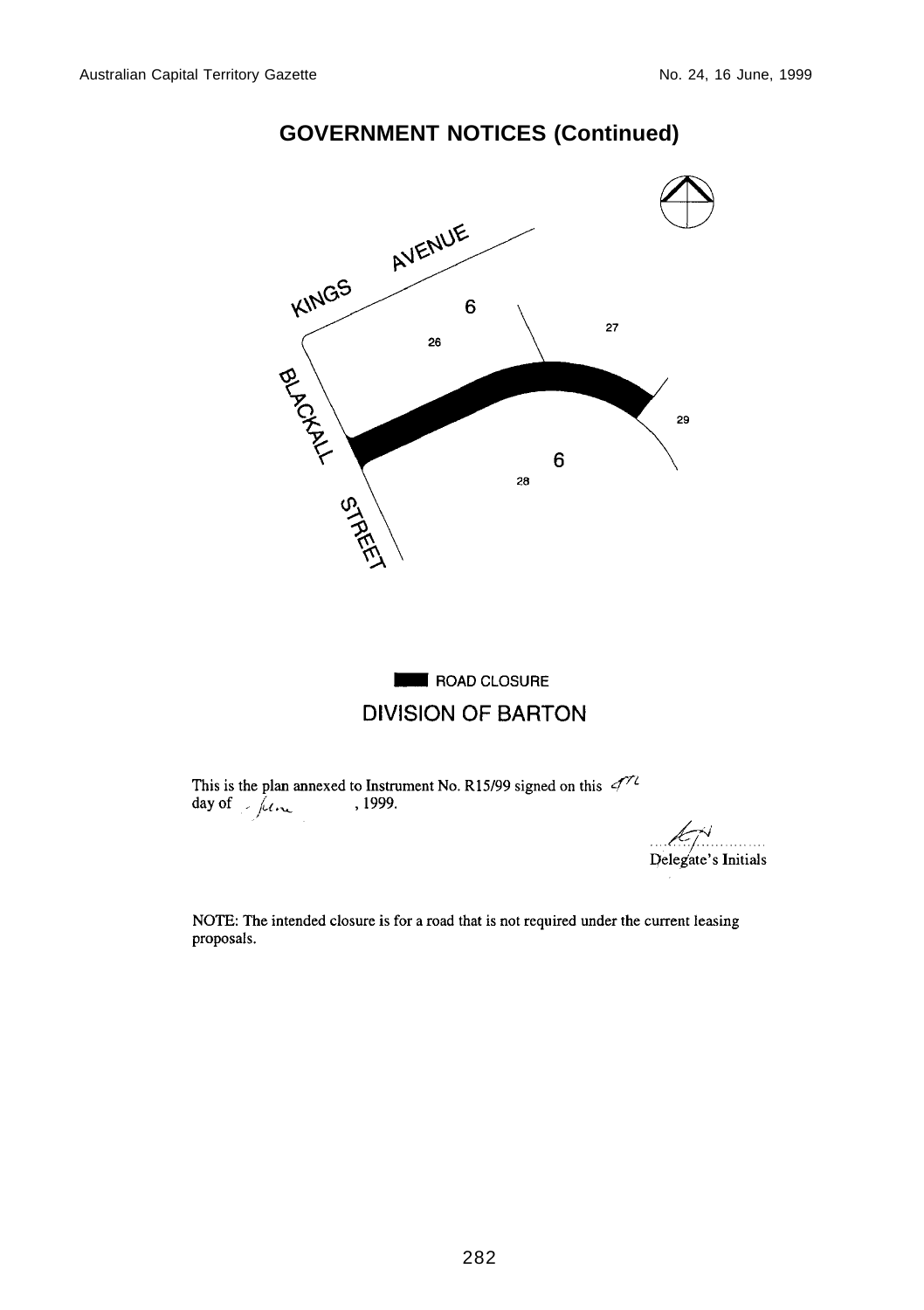## GOVERNMENT NOTICES (Continued)

KINGS AVENUE

BLACKALL STREET

6

26

27

29

6

28

ROAD CLOSURE

DIVISION OF BARTON

This is the plan annexed to Instrument No. R15/99 signed on this 4TL day of June, 1999.

Delegate's Initials

NOTE: The intended closure is for a road that is not required under the current leasing proposals.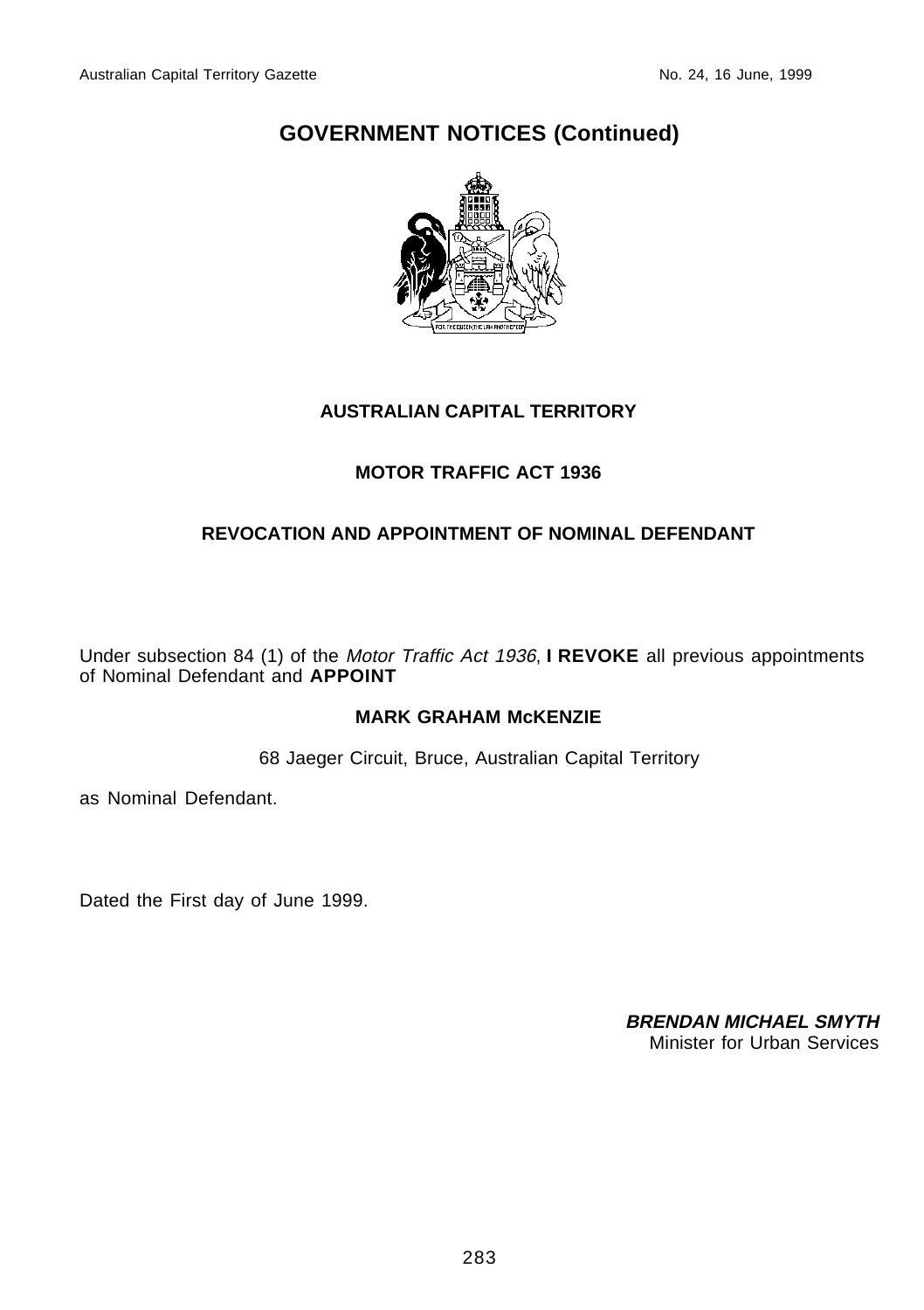# GOVERNMENT NOTICES (Continued)

**AUSTRALIAN CAPITAL TERRITORY**

**MOTOR TRAFFIC ACT 1936**

**REVOCATION AND APPOINTMENT OF NOMINAL DEFENDANT**

Under subsection 84 (1) of the *Motor Traffic Act 1936*, **I REVOKE** all previous appointments of Nominal Defendant and **APPOINT**

**MARK GRAHAM McKENZIE**

68 Jaeger Circuit, Bruce, Australian Capital Territory

as Nominal Defendant.

Dated the First day of June 1999.

***BRENDAN MICHAEL SMYTH***
Minister for Urban Services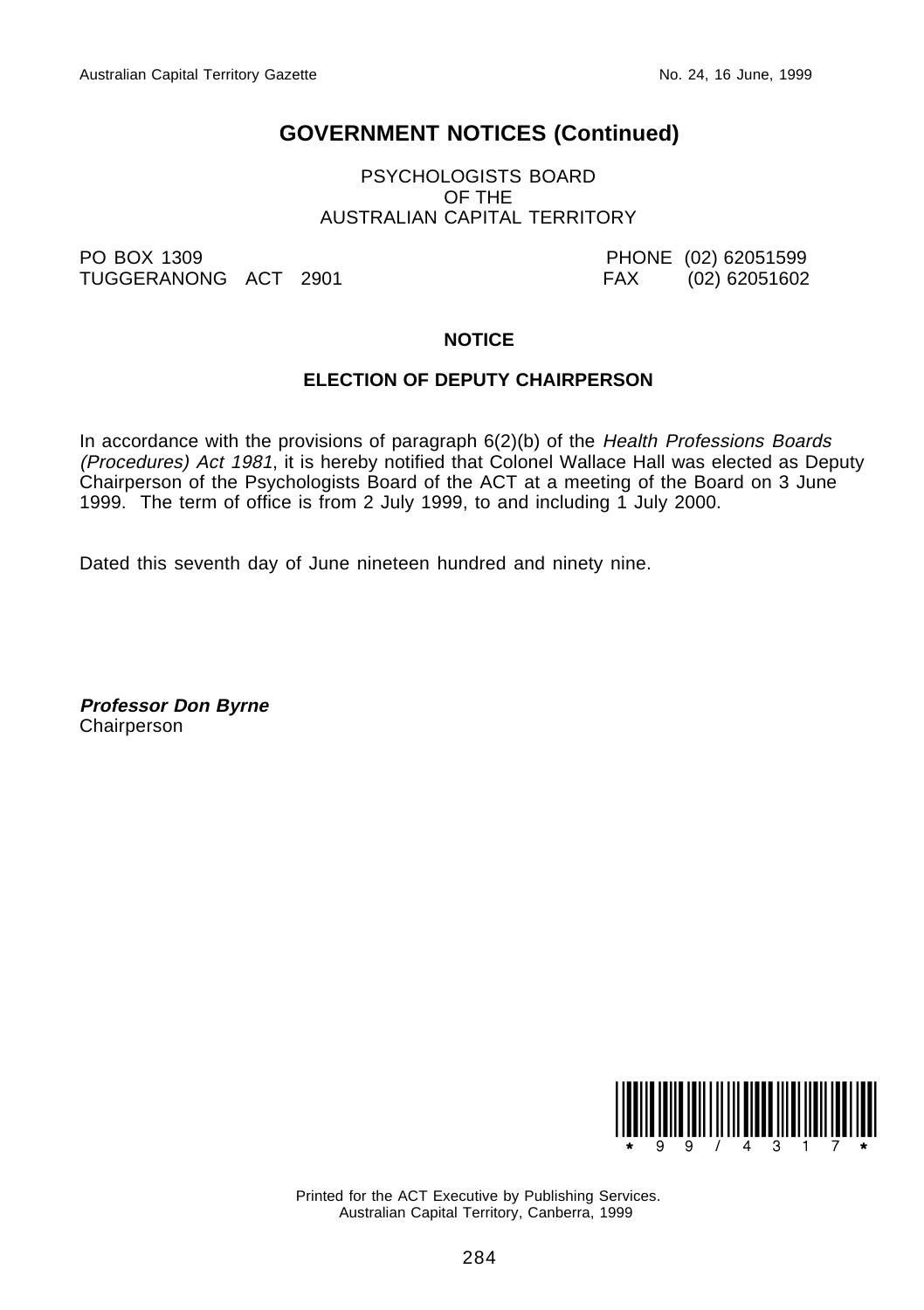## GOVERNMENT NOTICES (Continued)

PSYCHOLOGISTS BOARD
OF THE
AUSTRALIAN CAPITAL TERRITORY

PO BOX 1309
TUGGERANONG ACT 2901

PHONE (02) 62051599
FAX (02) 62051602

**NOTICE**

**ELECTION OF DEPUTY CHAIRPERSON**

In accordance with the provisions of paragraph 6(2)(b) of the *Health Professions Boards (Procedures) Act 1981*, it is hereby notified that Colonel Wallace Hall was elected as Deputy Chairperson of the Psychologists Board of the ACT at a meeting of the Board on 3 June 1999. The term of office is from 2 July 1999, to and including 1 July 2000.

Dated this seventh day of June nineteen hundred and ninety nine.

***Professor Don Byrne***
Chairperson

*99/4317*

Printed for the ACT Executive by Publishing Services.
Australian Capital Territory, Canberra, 1999